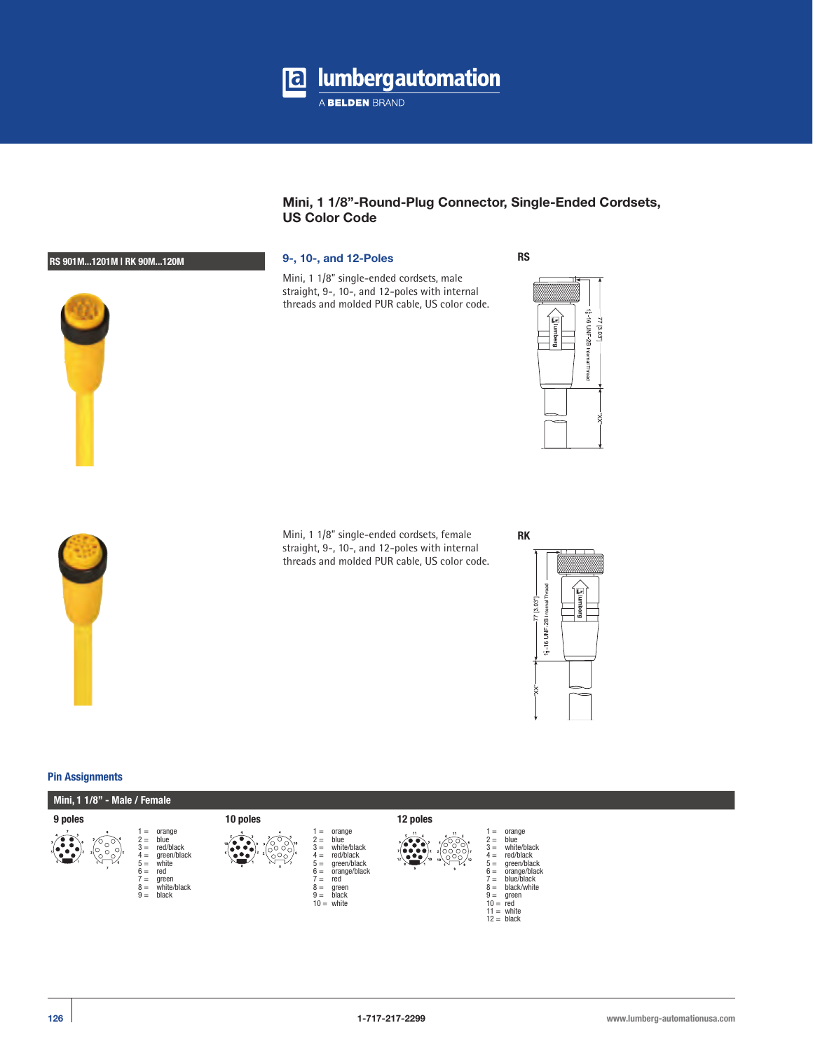# Mini, 1 1/8”-Round-Plug Connector, Single-Ended Cordsets, US Color Code

**RS 901M...1201M | RK 90M...120M**

## 9-, 10-, and 12-Poles

**RS**

Mini, 1 1/8" single-ended cordsets, male straight, 9-, 10-, and 12-poles with internal threads and molded PUR cable, US color code.

77 [3.03"]

1⅛-16 UNF-2B Internal Thread

-XX-

**RK**

Mini, 1 1/8" single-ended cordsets, female straight, 9-, 10-, and 12-poles with internal threads and molded PUR cable, US color code.

77 [3.03"]

1⅛-16 UNF-2B Internal Thread

-XX-

### Pin Assignments

**Mini, 1 1/8" - Male / Female**

| 9 poles | | 10 poles | | 12 poles | |
|---|---|---|---|---|---|
| 1 = | orange | 1 = | orange | 1 = | orange |
| 2 = | blue | 2 = | blue | 2 = | blue |
| 3 = | red/black | 3 = | white/black | 3 = | white/black |
| 4 = | green/black | 4 = | red/black | 4 = | red/black |
| 5 = | white | 5 = | green/black | 5 = | green/black |
| 6 = | red | 6 = | orange/black | 6 = | orange/black |
| 7 = | green | 7 = | red | 7 = | blue/black |
| 8 = | white/black | 8 = | green | 8 = | black/white |
| 9 = | black | 9 = | black | 9 = | green |
| | | 10 = | white | 10 = | red |
| | | | | 11 = | white |
| | | | | 12 = | black |

1-717-217-2299

www.lumberg-automationusa.com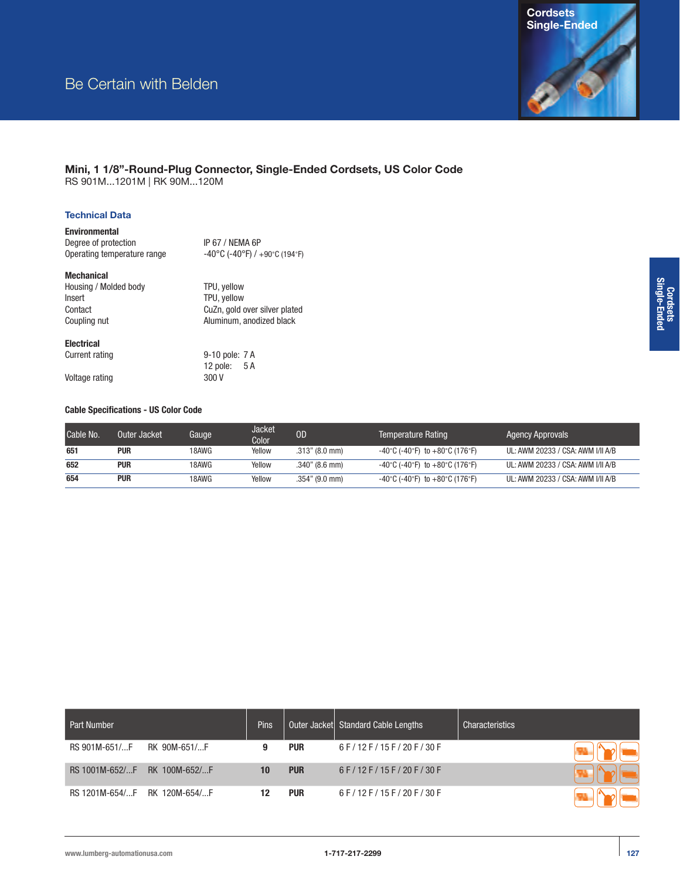Be Certain with Belden

Cordsets Single-Ended

## Mini, 1 1/8”-Round-Plug Connector, Single-Ended Cordsets, US Color Code

RS 901M...1201M | RK 90M...120M

### Technical Data

| | |
|---|---|
| **Environmental** | |
| Degree of protection | IP 67 / NEMA 6P |
| Operating temperature range | -40°C (-40°F) / +90°C (194°F) |
| **Mechanical** | |
| Housing / Molded body | TPU, yellow |
| Insert | TPU, yellow |
| Contact | CuZn, gold over silver plated |
| Coupling nut | Aluminum, anodized black |
| **Electrical** | |
| Current rating | 9-10 pole: 7 A<br>12 pole: 5 A |
| Voltage rating | 300 V |

**Cable Specifications - US Color Code**

| Cable No. | Outer Jacket | Gauge | Jacket Color | OD | Temperature Rating | Agency Approvals |
|---|---|---|---|---|---|---|
| **651** | **PUR** | 18AWG | Yellow | .313” (8.0 mm) | -40°C (-40°F) to +80°C (176°F) | UL: AWM 20233 / CSA: AWM I/II A/B |
| **652** | **PUR** | 18AWG | Yellow | .340” (8.6 mm) | -40°C (-40°F) to +80°C (176°F) | UL: AWM 20233 / CSA: AWM I/II A/B |
| **654** | **PUR** | 18AWG | Yellow | .354” (9.0 mm) | -40°C (-40°F) to +80°C (176°F) | UL: AWM 20233 / CSA: AWM I/II A/B |

| Part Number | | Pins | Outer Jacket | Standard Cable Lengths | Characteristics |
|---|---|---|---|---|---|
| RS 901M-651/...F | RK 90M-651/...F | **9** | **PUR** | 6 F / 12 F / 15 F / 20 F / 30 F | |
| RS 1001M-652/...F | RK 100M-652/...F | **10** | **PUR** | 6 F / 12 F / 15 F / 20 F / 30 F | |
| RS 1201M-654/...F | RK 120M-654/...F | **12** | **PUR** | 6 F / 12 F / 15 F / 20 F / 30 F | |

www.lumberg-automationusa.com 1-717-217-2299